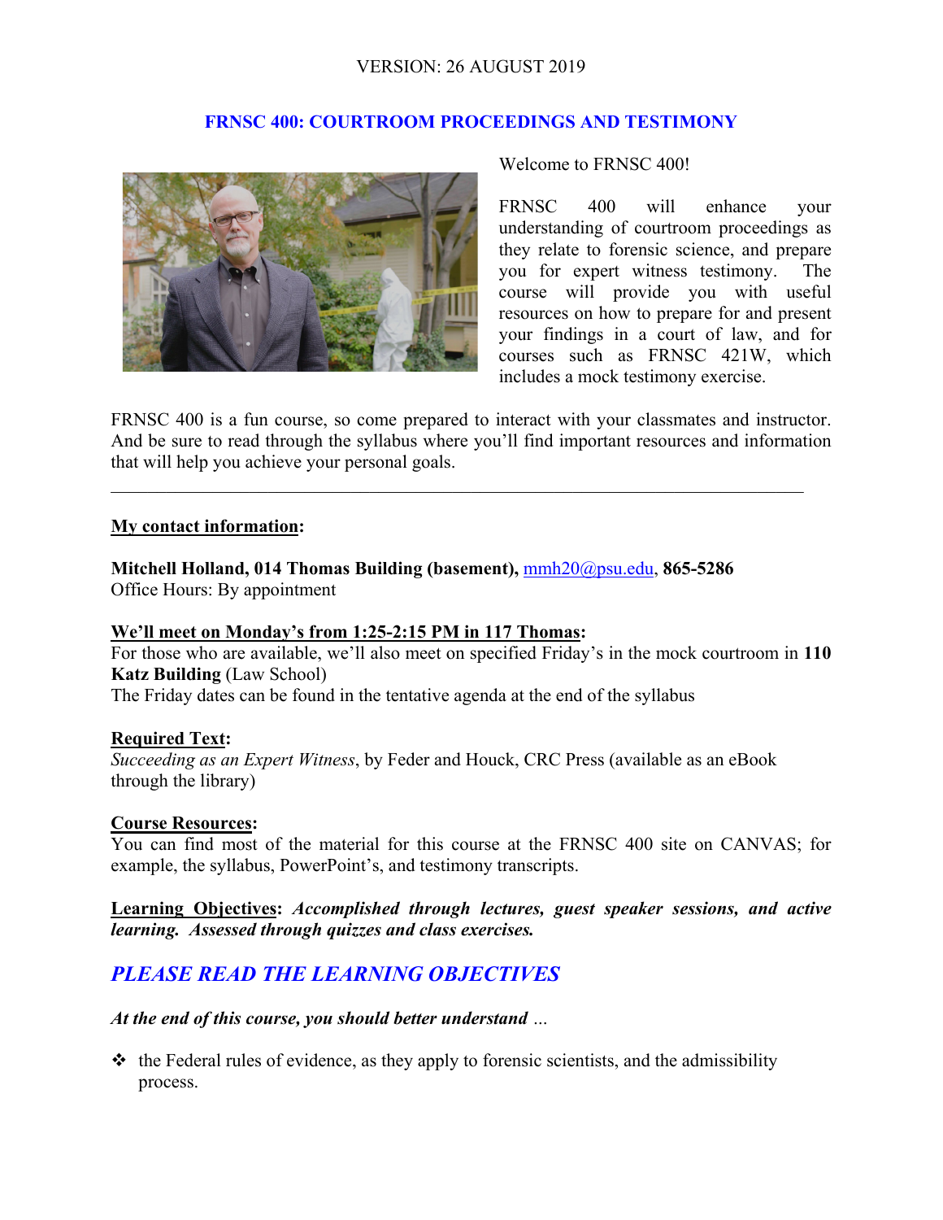VERSION: 26 AUGUST 2019

# FRNSC 400: COURTROOM PROCEEDINGS AND TESTIMONY

Welcome to FRNSC 400!

FRNSC 400 will enhance your understanding of courtroom proceedings as they relate to forensic science, and prepare you for expert witness testimony. The course will provide you with useful resources on how to prepare for and present your findings in a court of law, and for courses such as FRNSC 421W, which includes a mock testimony exercise.

FRNSC 400 is a fun course, so come prepared to interact with your classmates and instructor. And be sure to read through the syllabus where you'll find important resources and information that will help you achieve your personal goals.

---

**My contact information:**

**Mitchell Holland, 014 Thomas Building (basement),** mmh20@psu.edu, **865-5286**
Office Hours: By appointment

**We'll meet on Monday's from 1:25-2:15 PM in 117 Thomas:**
For those who are available, we'll also meet on specified Friday's in the mock courtroom in **110 Katz Building** (Law School)
The Friday dates can be found in the tentative agenda at the end of the syllabus

**Required Text:**
*Succeeding as an Expert Witness*, by Feder and Houck, CRC Press (available as an eBook through the library)

**Course Resources:**
You can find most of the material for this course at the FRNSC 400 site on CANVAS; for example, the syllabus, PowerPoint's, and testimony transcripts.

**Learning Objectives:** ***Accomplished through lectures, guest speaker sessions, and active learning. Assessed through quizzes and class exercises.***

## *PLEASE READ THE LEARNING OBJECTIVES*

***At the end of this course, you should better understand …***

- the Federal rules of evidence, as they apply to forensic scientists, and the admissibility process.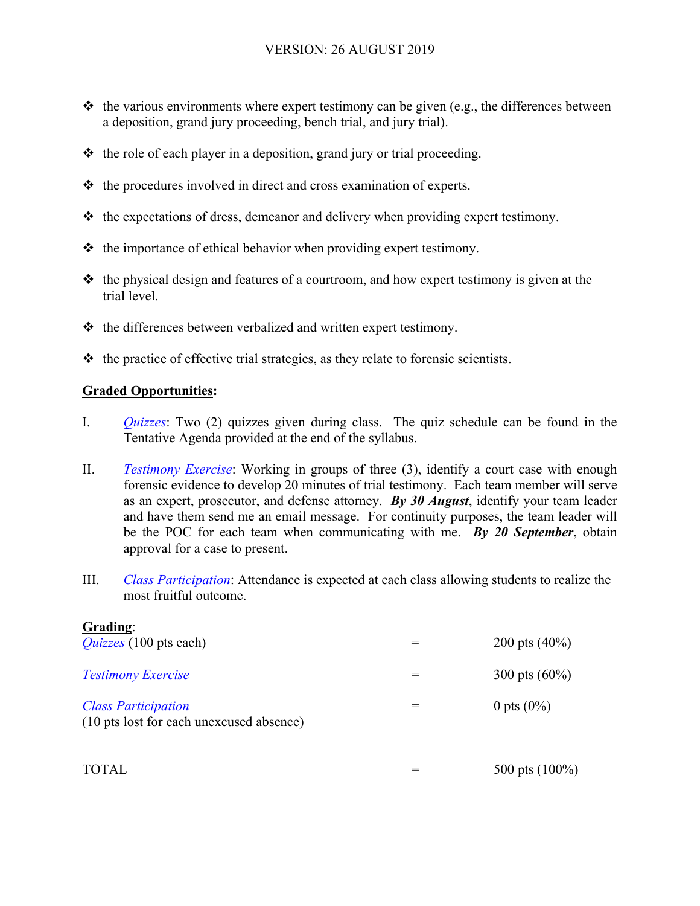- the various environments where expert testimony can be given (e.g., the differences between a deposition, grand jury proceeding, bench trial, and jury trial).
- the role of each player in a deposition, grand jury or trial proceeding.
- the procedures involved in direct and cross examination of experts.
- the expectations of dress, demeanor and delivery when providing expert testimony.
- the importance of ethical behavior when providing expert testimony.
- the physical design and features of a courtroom, and how expert testimony is given at the trial level.
- the differences between verbalized and written expert testimony.
- the practice of effective trial strategies, as they relate to forensic scientists.

**Graded Opportunities**:

I. *Quizzes*: Two (2) quizzes given during class. The quiz schedule can be found in the Tentative Agenda provided at the end of the syllabus.

II. *Testimony Exercise*: Working in groups of three (3), identify a court case with enough forensic evidence to develop 20 minutes of trial testimony. Each team member will serve as an expert, prosecutor, and defense attorney. ***By 30 August***, identify your team leader and have them send me an email message. For continuity purposes, the team leader will be the POC for each team when communicating with me. ***By 20 September***, obtain approval for a case to present.

III. *Class Participation*: Attendance is expected at each class allowing students to realize the most fruitful outcome.

**Grading**:

| | | |
|---|---|---|
| *Quizzes* (100 pts each) | = | 200 pts (40%) |
| *Testimony Exercise* | = | 300 pts (60%) |
| *Class Participation* (10 pts lost for each unexcused absence) | = | 0 pts (0%) |
| TOTAL | = | 500 pts (100%) |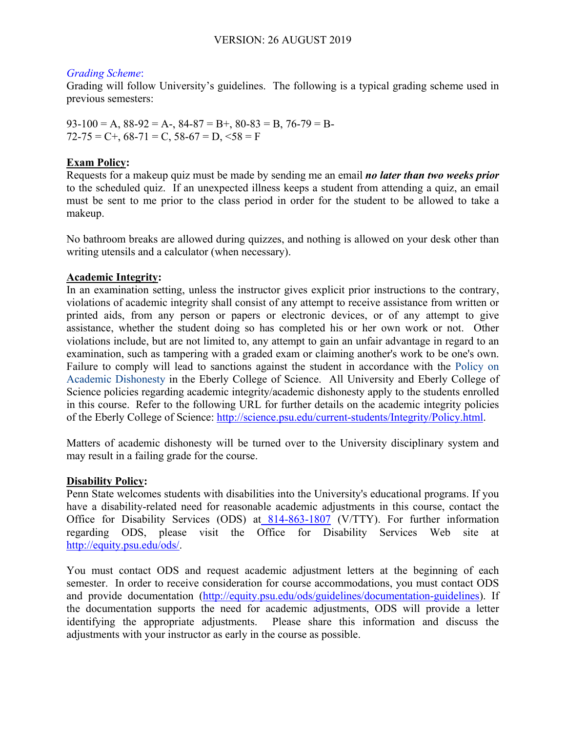VERSION: 26 AUGUST 2019

*Grading Scheme*:
Grading will follow University's guidelines. The following is a typical grading scheme used in previous semesters:

93-100 = A, 88-92 = A-, 84-87 = B+, 80-83 = B, 76-79 = B-
72-75 = C+, 68-71 = C, 58-67 = D, <58 = F

**Exam Policy:**
Requests for a makeup quiz must be made by sending me an email ***no later than two weeks prior*** to the scheduled quiz. If an unexpected illness keeps a student from attending a quiz, an email must be sent to me prior to the class period in order for the student to be allowed to take a makeup.

No bathroom breaks are allowed during quizzes, and nothing is allowed on your desk other than writing utensils and a calculator (when necessary).

**Academic Integrity:**
In an examination setting, unless the instructor gives explicit prior instructions to the contrary, violations of academic integrity shall consist of any attempt to receive assistance from written or printed aids, from any person or papers or electronic devices, or of any attempt to give assistance, whether the student doing so has completed his or her own work or not. Other violations include, but are not limited to, any attempt to gain an unfair advantage in regard to an examination, such as tampering with a graded exam or claiming another's work to be one's own. Failure to comply will lead to sanctions against the student in accordance with the Policy on Academic Dishonesty in the Eberly College of Science. All University and Eberly College of Science policies regarding academic integrity/academic dishonesty apply to the students enrolled in this course. Refer to the following URL for further details on the academic integrity policies of the Eberly College of Science: http://science.psu.edu/current-students/Integrity/Policy.html.

Matters of academic dishonesty will be turned over to the University disciplinary system and may result in a failing grade for the course.

**Disability Policy:**
Penn State welcomes students with disabilities into the University's educational programs. If you have a disability-related need for reasonable academic adjustments in this course, contact the Office for Disability Services (ODS) at 814-863-1807 (V/TTY). For further information regarding ODS, please visit the Office for Disability Services Web site at http://equity.psu.edu/ods/.

You must contact ODS and request academic adjustment letters at the beginning of each semester. In order to receive consideration for course accommodations, you must contact ODS and provide documentation (http://equity.psu.edu/ods/guidelines/documentation-guidelines). If the documentation supports the need for academic adjustments, ODS will provide a letter identifying the appropriate adjustments. Please share this information and discuss the adjustments with your instructor as early in the course as possible.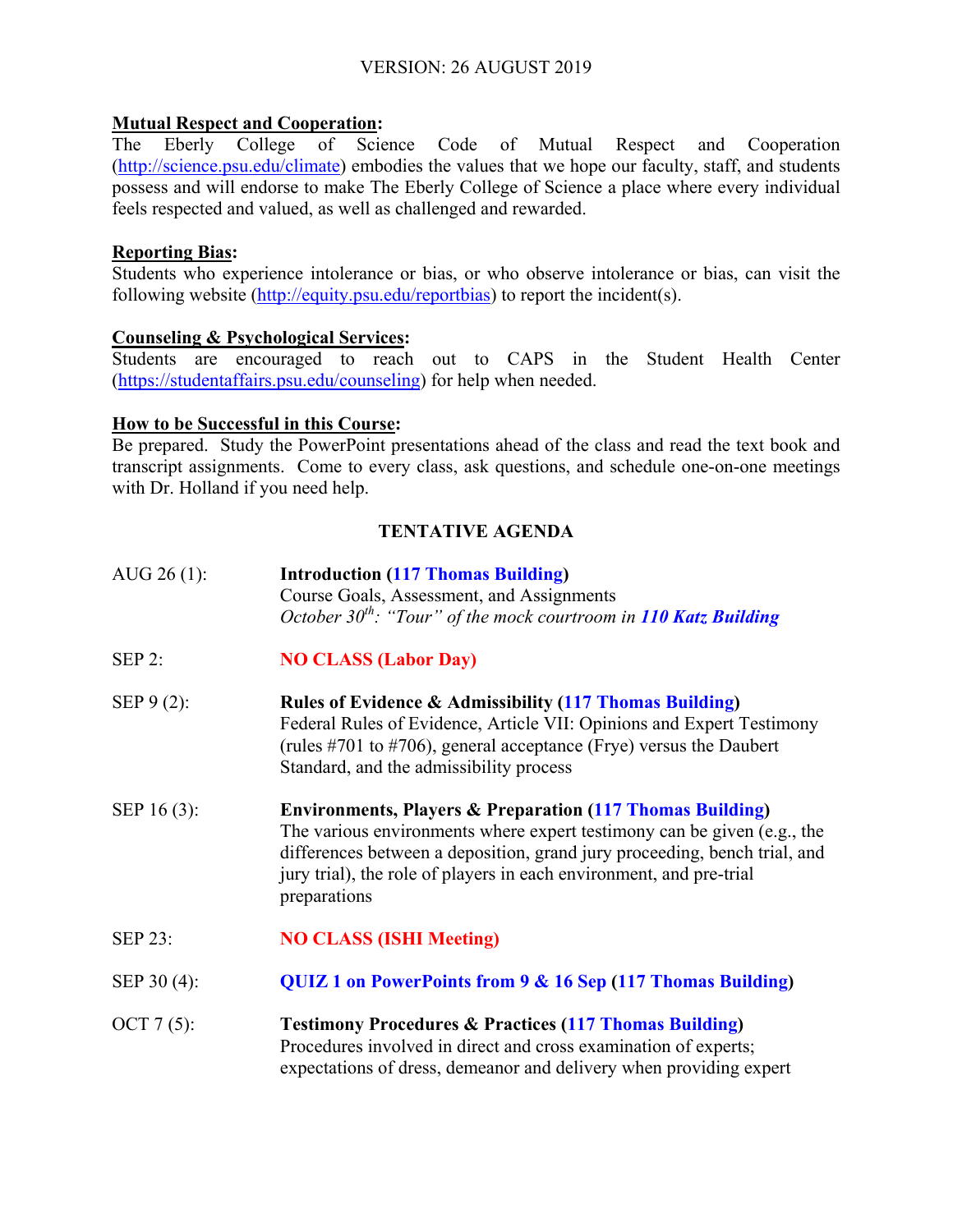VERSION: 26 AUGUST 2019

**Mutual Respect and Cooperation:**
The Eberly College of Science Code of Mutual Respect and Cooperation (http://science.psu.edu/climate) embodies the values that we hope our faculty, staff, and students possess and will endorse to make The Eberly College of Science a place where every individual feels respected and valued, as well as challenged and rewarded.

**Reporting Bias:**
Students who experience intolerance or bias, or who observe intolerance or bias, can visit the following website (http://equity.psu.edu/reportbias) to report the incident(s).

**Counseling & Psychological Services:**
Students are encouraged to reach out to CAPS in the Student Health Center (https://studentaffairs.psu.edu/counseling) for help when needed.

**How to be Successful in this Course:**
Be prepared. Study the PowerPoint presentations ahead of the class and read the text book and transcript assignments. Come to every class, ask questions, and schedule one-on-one meetings with Dr. Holland if you need help.

## TENTATIVE AGENDA

AUG 26 (1): **Introduction (117 Thomas Building)**
Course Goals, Assessment, and Assignments
*October 30th: "Tour" of the mock courtroom in* ***110 Katz Building***

SEP 2: **NO CLASS (Labor Day)**

SEP 9 (2): **Rules of Evidence & Admissibility (117 Thomas Building)**
Federal Rules of Evidence, Article VII: Opinions and Expert Testimony (rules #701 to #706), general acceptance (Frye) versus the Daubert Standard, and the admissibility process

SEP 16 (3): **Environments, Players & Preparation (117 Thomas Building)**
The various environments where expert testimony can be given (e.g., the differences between a deposition, grand jury proceeding, bench trial, and jury trial), the role of players in each environment, and pre-trial preparations

SEP 23: **NO CLASS (ISHI Meeting)**

SEP 30 (4): **QUIZ 1 on PowerPoints from 9 & 16 Sep (117 Thomas Building)**

OCT 7 (5): **Testimony Procedures & Practices (117 Thomas Building)**
Procedures involved in direct and cross examination of experts; expectations of dress, demeanor and delivery when providing expert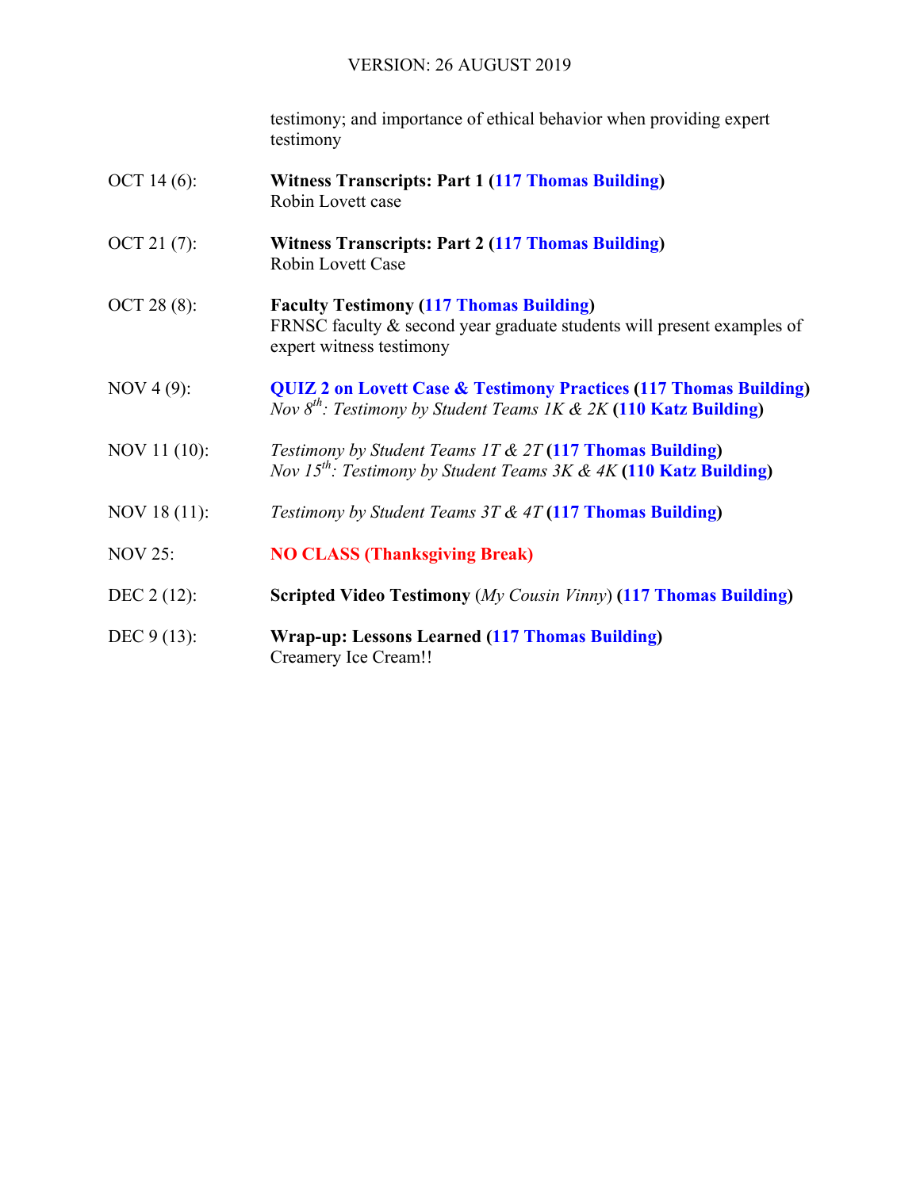| | |
|---|---|
| | testimony; and importance of ethical behavior when providing expert testimony |
| OCT 14 (6): | **Witness Transcripts: Part 1 (117 Thomas Building)** Robin Lovett case |
| OCT 21 (7): | **Witness Transcripts: Part 2 (117 Thomas Building)** Robin Lovett Case |
| OCT 28 (8): | **Faculty Testimony (117 Thomas Building)** FRNSC faculty & second year graduate students will present examples of expert witness testimony |
| NOV 4 (9): | **QUIZ 2 on Lovett Case & Testimony Practices (117 Thomas Building)** *Nov 8th: Testimony by Student Teams 1K & 2K* **(110 Katz Building)** |
| NOV 11 (10): | *Testimony by Student Teams 1T & 2T* **(117 Thomas Building)** *Nov 15th: Testimony by Student Teams 3K & 4K* **(110 Katz Building)** |
| NOV 18 (11): | *Testimony by Student Teams 3T & 4T* **(117 Thomas Building)** |
| NOV 25: | **NO CLASS (Thanksgiving Break)** |
| DEC 2 (12): | **Scripted Video Testimony** (*My Cousin Vinny*) **(117 Thomas Building)** |
| DEC 9 (13): | **Wrap-up: Lessons Learned (117 Thomas Building)** Creamery Ice Cream!! |